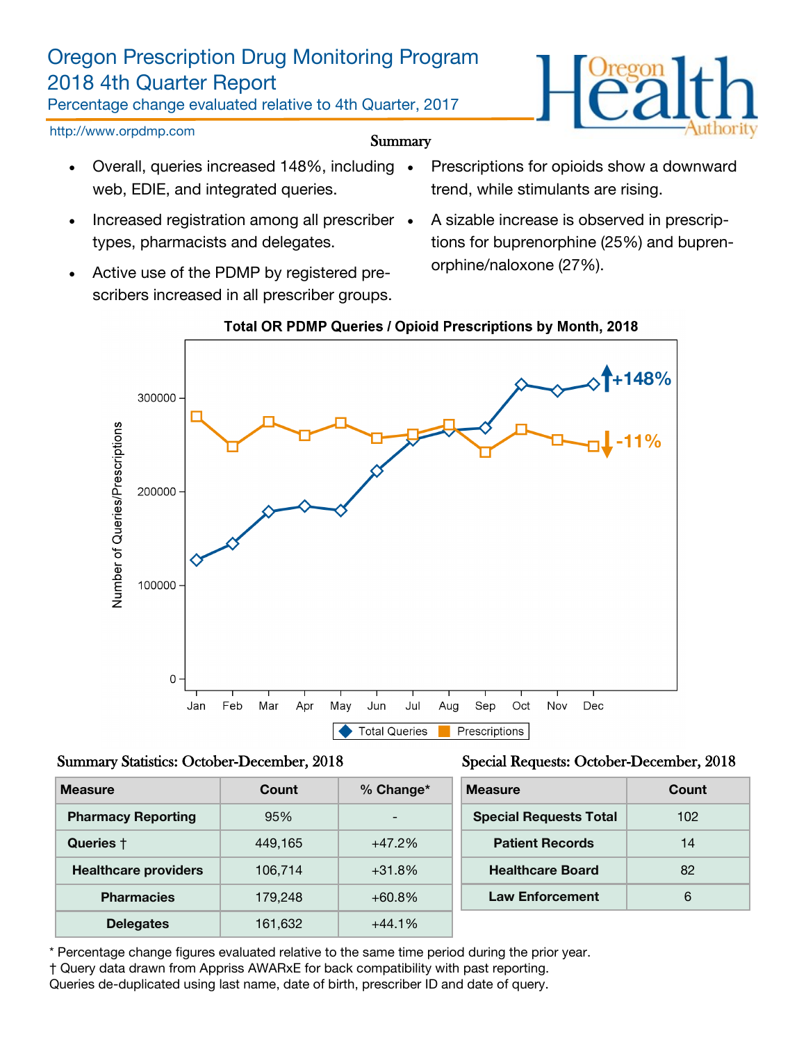# Oregon Prescription Drug Monitoring Program
# 2018 4th Quarter Report

Percentage change evaluated relative to 4th Quarter, 2017

http://www.orpdmp.com

## Summary

- Overall, queries increased 148%, including web, EDIE, and integrated queries.
- Increased registration among all prescriber types, pharmacists and delegates.
- Active use of the PDMP by registered prescribers increased in all prescriber groups.
- Prescriptions for opioids show a downward trend, while stimulants are rising.
- A sizable increase is observed in prescriptions for buprenorphine (25%) and buprenorphine/naloxone (27%).

**Total OR PDMP Queries / Opioid Prescriptions by Month, 2018**

Number of Queries/Prescriptions

Jan Feb Mar Apr May Jun Jul Aug Sep Oct Nov Dec

Total Queries: +148%
Prescriptions: -11%

### Summary Statistics: October-December, 2018

| Measure | Count | % Change* |
|---|---|---|
| Pharmacy Reporting | 95% | - |
| Queries † | 449,165 | +47.2% |
| Healthcare providers | 106,714 | +31.8% |
| Pharmacies | 179,248 | +60.8% |
| Delegates | 161,632 | +44.1% |

### Special Requests: October-December, 2018

| Measure | Count |
|---|---|
| Special Requests Total | 102 |
| Patient Records | 14 |
| Healthcare Board | 82 |
| Law Enforcement | 6 |

\* Percentage change figures evaluated relative to the same time period during the prior year.
† Query data drawn from Appriss AWARxE for back compatibility with past reporting.
Queries de-duplicated using last name, date of birth, prescriber ID and date of query.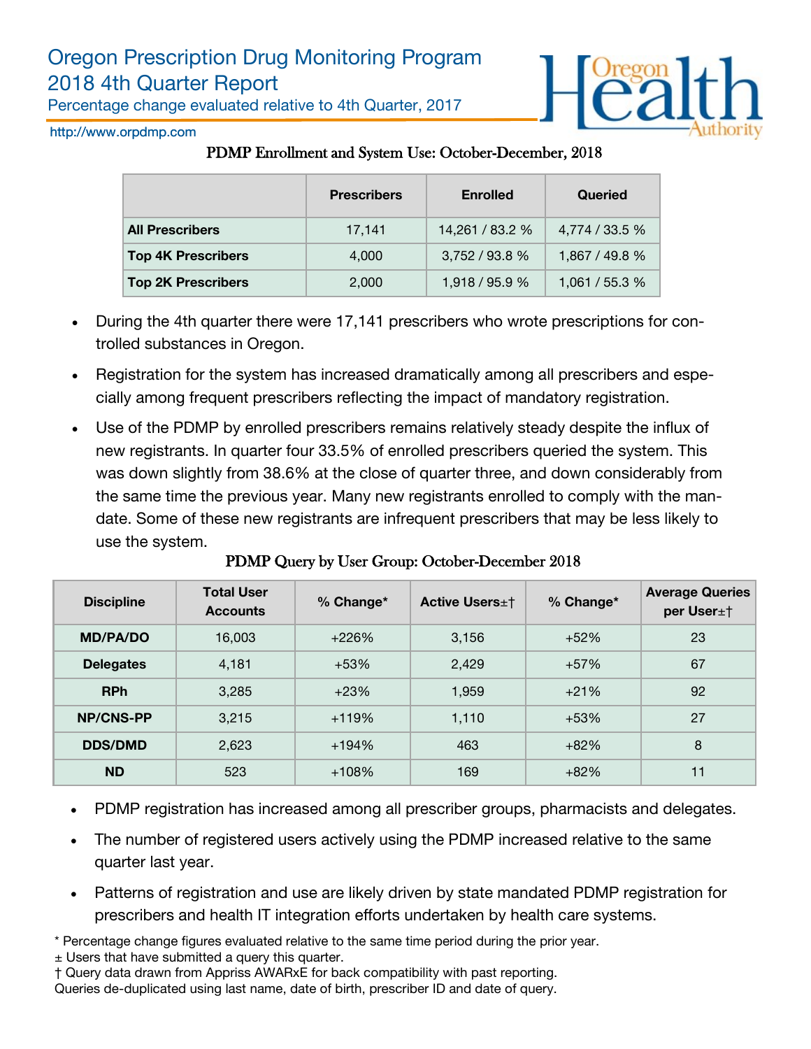# Oregon Prescription Drug Monitoring Program
## 2018 4th Quarter Report

Percentage change evaluated relative to 4th Quarter, 2017

http://www.orpdmp.com

### PDMP Enrollment and System Use: October-December, 2018

| | Prescribers | Enrolled | Queried |
|---|---|---|---|
| **All Prescribers** | 17,141 | 14,261 / 83.2 % | 4,774 / 33.5 % |
| **Top 4K Prescribers** | 4,000 | 3,752 / 93.8 % | 1,867 / 49.8 % |
| **Top 2K Prescribers** | 2,000 | 1,918 / 95.9 % | 1,061 / 55.3 % |

- During the 4th quarter there were 17,141 prescribers who wrote prescriptions for controlled substances in Oregon.
- Registration for the system has increased dramatically among all prescribers and especially among frequent prescribers reflecting the impact of mandatory registration.
- Use of the PDMP by enrolled prescribers remains relatively steady despite the influx of new registrants. In quarter four 33.5% of enrolled prescribers queried the system. This was down slightly from 38.6% at the close of quarter three, and down considerably from the same time the previous year. Many new registrants enrolled to comply with the mandate. Some of these new registrants are infrequent prescribers that may be less likely to use the system.

### PDMP Query by User Group: October-December 2018

| Discipline | Total User Accounts | % Change* | Active Users±† | % Change* | Average Queries per User±† |
|---|---|---|---|---|---|
| **MD/PA/DO** | 16,003 | +226% | 3,156 | +52% | 23 |
| **Delegates** | 4,181 | +53% | 2,429 | +57% | 67 |
| **RPh** | 3,285 | +23% | 1,959 | +21% | 92 |
| **NP/CNS-PP** | 3,215 | +119% | 1,110 | +53% | 27 |
| **DDS/DMD** | 2,623 | +194% | 463 | +82% | 8 |
| **ND** | 523 | +108% | 169 | +82% | 11 |

- PDMP registration has increased among all prescriber groups, pharmacists and delegates.
- The number of registered users actively using the PDMP increased relative to the same quarter last year.
- Patterns of registration and use are likely driven by state mandated PDMP registration for prescribers and health IT integration efforts undertaken by health care systems.

\* Percentage change figures evaluated relative to the same time period during the prior year.
± Users that have submitted a query this quarter.
† Query data drawn from Appriss AWARxE for back compatibility with past reporting.
Queries de-duplicated using last name, date of birth, prescriber ID and date of query.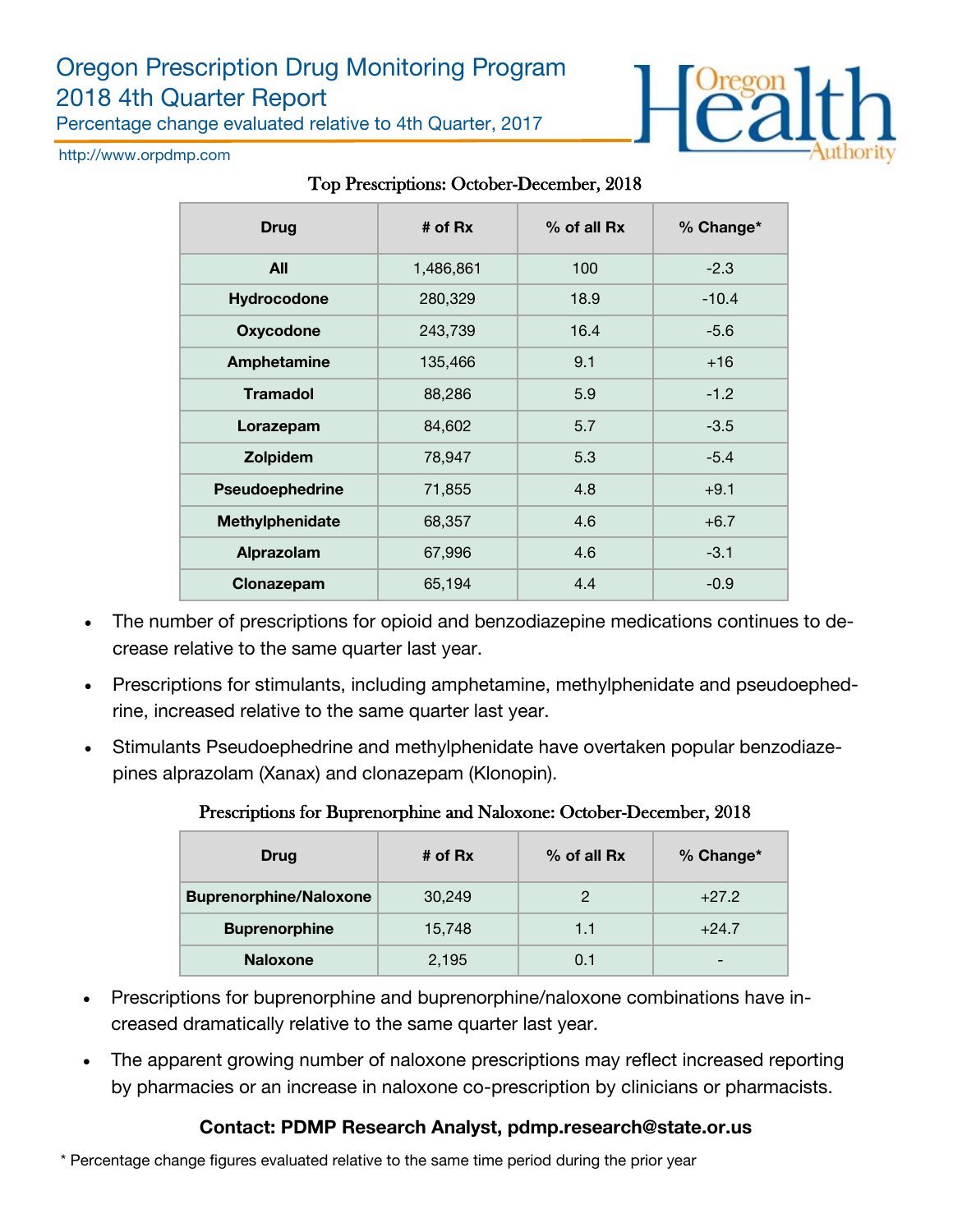# Oregon Prescription Drug Monitoring Program
## 2018 4th Quarter Report

Percentage change evaluated relative to 4th Quarter, 2017

http://www.orpdmp.com

### Top Prescriptions: October-December, 2018

| Drug | # of Rx | % of all Rx | % Change* |
|---|---|---|---|
| All | 1,486,861 | 100 | -2.3 |
| Hydrocodone | 280,329 | 18.9 | -10.4 |
| Oxycodone | 243,739 | 16.4 | -5.6 |
| Amphetamine | 135,466 | 9.1 | +16 |
| Tramadol | 88,286 | 5.9 | -1.2 |
| Lorazepam | 84,602 | 5.7 | -3.5 |
| Zolpidem | 78,947 | 5.3 | -5.4 |
| Pseudoephedrine | 71,855 | 4.8 | +9.1 |
| Methylphenidate | 68,357 | 4.6 | +6.7 |
| Alprazolam | 67,996 | 4.6 | -3.1 |
| Clonazepam | 65,194 | 4.4 | -0.9 |

- The number of prescriptions for opioid and benzodiazepine medications continues to decrease relative to the same quarter last year.
- Prescriptions for stimulants, including amphetamine, methylphenidate and pseudoephedrine, increased relative to the same quarter last year.
- Stimulants Pseudoephedrine and methylphenidate have overtaken popular benzodiazepines alprazolam (Xanax) and clonazepam (Klonopin).

### Prescriptions for Buprenorphine and Naloxone: October-December, 2018

| Drug | # of Rx | % of all Rx | % Change* |
|---|---|---|---|
| Buprenorphine/Naloxone | 30,249 | 2 | +27.2 |
| Buprenorphine | 15,748 | 1.1 | +24.7 |
| Naloxone | 2,195 | 0.1 | - |

- Prescriptions for buprenorphine and buprenorphine/naloxone combinations have increased dramatically relative to the same quarter last year.
- The apparent growing number of naloxone prescriptions may reflect increased reporting by pharmacies or an increase in naloxone co-prescription by clinicians or pharmacists.

**Contact: PDMP Research Analyst, pdmp.research@state.or.us**

* Percentage change figures evaluated relative to the same time period during the prior year